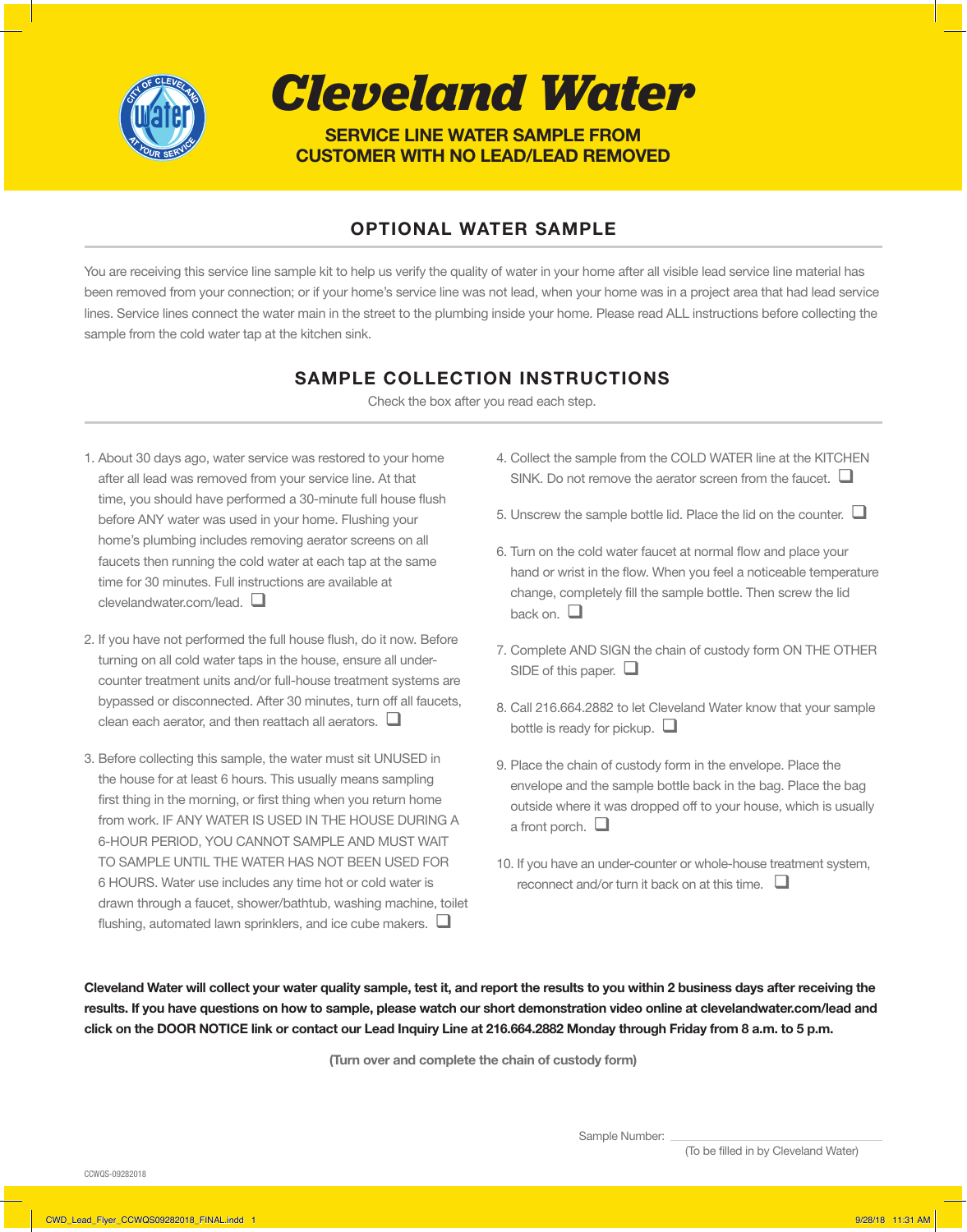# Cleveland Water

## SERVICE LINE WATER SAMPLE FROM CUSTOMER WITH NO LEAD/LEAD REMOVED

## OPTIONAL WATER SAMPLE

You are receiving this service line sample kit to help us verify the quality of water in your home after all visible lead service line material has been removed from your connection; or if your home's service line was not lead, when your home was in a project area that had lead service lines. Service lines connect the water main in the street to the plumbing inside your home. Please read ALL instructions before collecting the sample from the cold water tap at the kitchen sink.

## SAMPLE COLLECTION INSTRUCTIONS

Check the box after you read each step.

1. About 30 days ago, water service was restored to your home after all lead was removed from your service line. At that time, you should have performed a 30-minute full house flush before ANY water was used in your home. Flushing your home's plumbing includes removing aerator screens on all faucets then running the cold water at each tap at the same time for 30 minutes. Full instructions are available at clevelandwater.com/lead. ☐
2. If you have not performed the full house flush, do it now. Before turning on all cold water taps in the house, ensure all under-counter treatment units and/or full-house treatment systems are bypassed or disconnected. After 30 minutes, turn off all faucets, clean each aerator, and then reattach all aerators. ☐
3. Before collecting this sample, the water must sit UNUSED in the house for at least 6 hours. This usually means sampling first thing in the morning, or first thing when you return home from work. IF ANY WATER IS USED IN THE HOUSE DURING A 6-HOUR PERIOD, YOU CANNOT SAMPLE AND MUST WAIT TO SAMPLE UNTIL THE WATER HAS NOT BEEN USED FOR 6 HOURS. Water use includes any time hot or cold water is drawn through a faucet, shower/bathtub, washing machine, toilet flushing, automated lawn sprinklers, and ice cube makers. ☐
4. Collect the sample from the COLD WATER line at the KITCHEN SINK. Do not remove the aerator screen from the faucet. ☐
5. Unscrew the sample bottle lid. Place the lid on the counter. ☐
6. Turn on the cold water faucet at normal flow and place your hand or wrist in the flow. When you feel a noticeable temperature change, completely fill the sample bottle. Then screw the lid back on. ☐
7. Complete AND SIGN the chain of custody form ON THE OTHER SIDE of this paper. ☐
8. Call 216.664.2882 to let Cleveland Water know that your sample bottle is ready for pickup. ☐
9. Place the chain of custody form in the envelope. Place the envelope and the sample bottle back in the bag. Place the bag outside where it was dropped off to your house, which is usually a front porch. ☐
10. If you have an under-counter or whole-house treatment system, reconnect and/or turn it back on at this time. ☐

**Cleveland Water will collect your water quality sample, test it, and report the results to you within 2 business days after receiving the results. If you have questions on how to sample, please watch our short demonstration video online at clevelandwater.com/lead and click on the DOOR NOTICE link or contact our Lead Inquiry Line at 216.664.2882 Monday through Friday from 8 a.m. to 5 p.m.**

**(Turn over and complete the chain of custody form)**

Sample Number: ______________________
(To be filled in by Cleveland Water)

CCWQS-09282018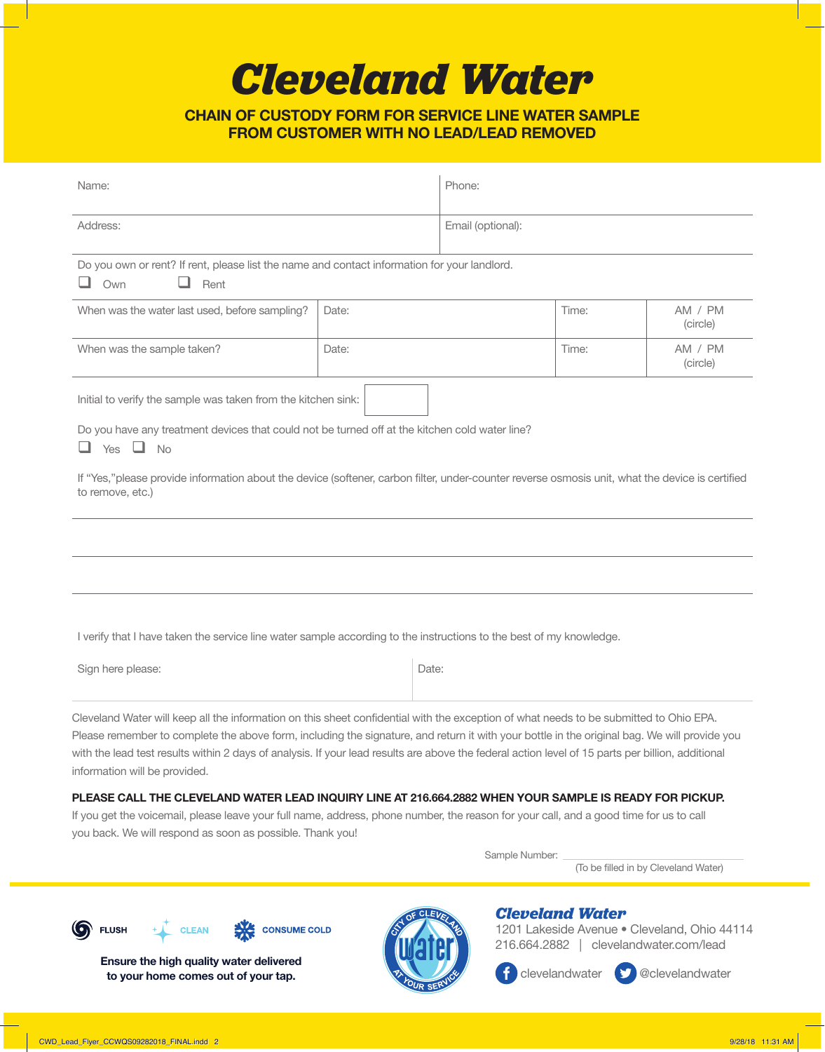# Cleveland Water

## CHAIN OF CUSTODY FORM FOR SERVICE LINE WATER SAMPLE FROM CUSTOMER WITH NO LEAD/LEAD REMOVED

| | |
|---|---|
| Name: | Phone: |
| Address: | Email (optional): |

Do you own or rent? If rent, please list the name and contact information for your landlord.

☐ Own ☐ Rent

| | | | |
|---|---|---|---|
| When was the water last used, before sampling? | Date: | Time: | AM / PM (circle) |
| When was the sample taken? | Date: | Time: | AM / PM (circle) |

Initial to verify the sample was taken from the kitchen sink:

Do you have any treatment devices that could not be turned off at the kitchen cold water line?

☐ Yes ☐ No

If "Yes,"please provide information about the device (softener, carbon filter, under-counter reverse osmosis unit, what the device is certified to remove, etc.)

I verify that I have taken the service line water sample according to the instructions to the best of my knowledge.

| | |
|---|---|
| Sign here please: | Date: |

Cleveland Water will keep all the information on this sheet confidential with the exception of what needs to be submitted to Ohio EPA. Please remember to complete the above form, including the signature, and return it with your bottle in the original bag. We will provide you with the lead test results within 2 days of analysis. If your lead results are above the federal action level of 15 parts per billion, additional information will be provided.

**PLEASE CALL THE CLEVELAND WATER LEAD INQUIRY LINE AT 216.664.2882 WHEN YOUR SAMPLE IS READY FOR PICKUP.**
If you get the voicemail, please leave your full name, address, phone number, the reason for your call, and a good time for us to call you back. We will respond as soon as possible. Thank you!

Sample Number: ____________
(To be filled in by Cleveland Water)

FLUSH CLEAN CONSUME COLD

**Ensure the high quality water delivered to your home comes out of your tap.**

CITY OF CLEVELAND water AT YOUR SERVICE

**Cleveland Water**
1201 Lakeside Avenue • Cleveland, Ohio 44114
216.664.2882 | clevelandwater.com/lead

clevelandwater @clevelandwater